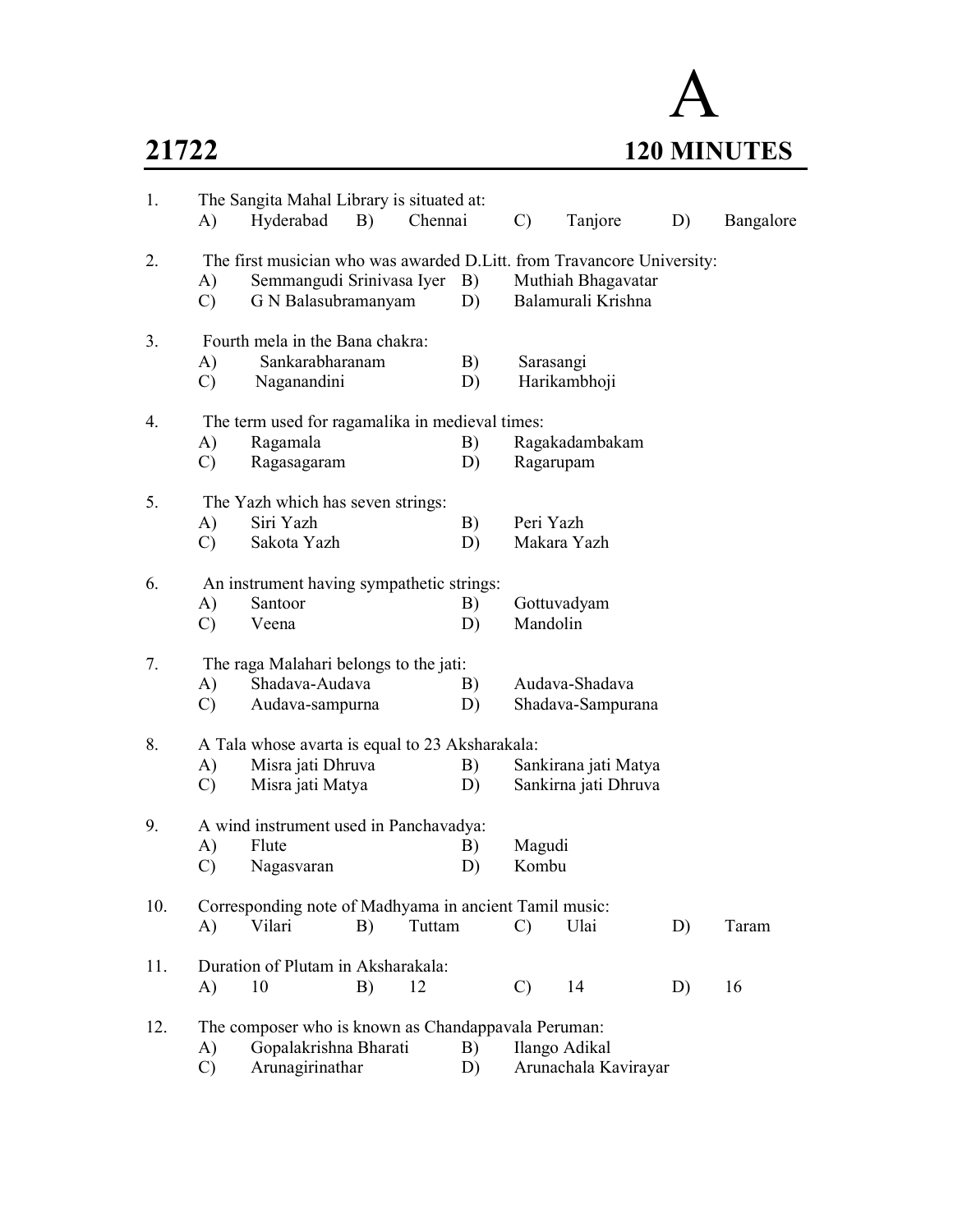# A

**21722** **120 MINUTES**

1. The Sangita Mahal Library is situated at:
   A) Hyderabad B) Chennai C) Tanjore D) Bangalore

2. The first musician who was awarded D.Litt. from Travancore University:
   A) Semmangudi Srinivasa Iyer B) Muthiah Bhagavatar
   C) G N Balasubramanyam D) Balamurali Krishna

3. Fourth mela in the Bana chakra:
   A) Sankarabharanam B) Sarasangi
   C) Naganandini D) Harikambhoji

4. The term used for ragamalika in medieval times:
   A) Ragamala B) Ragakadambakam
   C) Ragasagaram D) Ragarupam

5. The Yazh which has seven strings:
   A) Siri Yazh B) Peri Yazh
   C) Sakota Yazh D) Makara Yazh

6. An instrument having sympathetic strings:
   A) Santoor B) Gottuvadyam
   C) Veena D) Mandolin

7. The raga Malahari belongs to the jati:
   A) Shadava-Audava B) Audava-Shadava
   C) Audava-sampurna D) Shadava-Sampurana

8. A Tala whose avarta is equal to 23 Aksharakala:
   A) Misra jati Dhruva B) Sankirana jati Matya
   C) Misra jati Matya D) Sankirna jati Dhruva

9. A wind instrument used in Panchavadya:
   A) Flute B) Magudi
   C) Nagasvaran D) Kombu

10. Corresponding note of Madhyama in ancient Tamil music:
    A) Vilari B) Tuttam C) Ulai D) Taram

11. Duration of Plutam in Aksharakala:
    A) 10 B) 12 C) 14 D) 16

12. The composer who is known as Chandappavala Peruman:
    A) Gopalakrishna Bharati B) Ilango Adikal
    C) Arunagirinathar D) Arunachala Kavirayar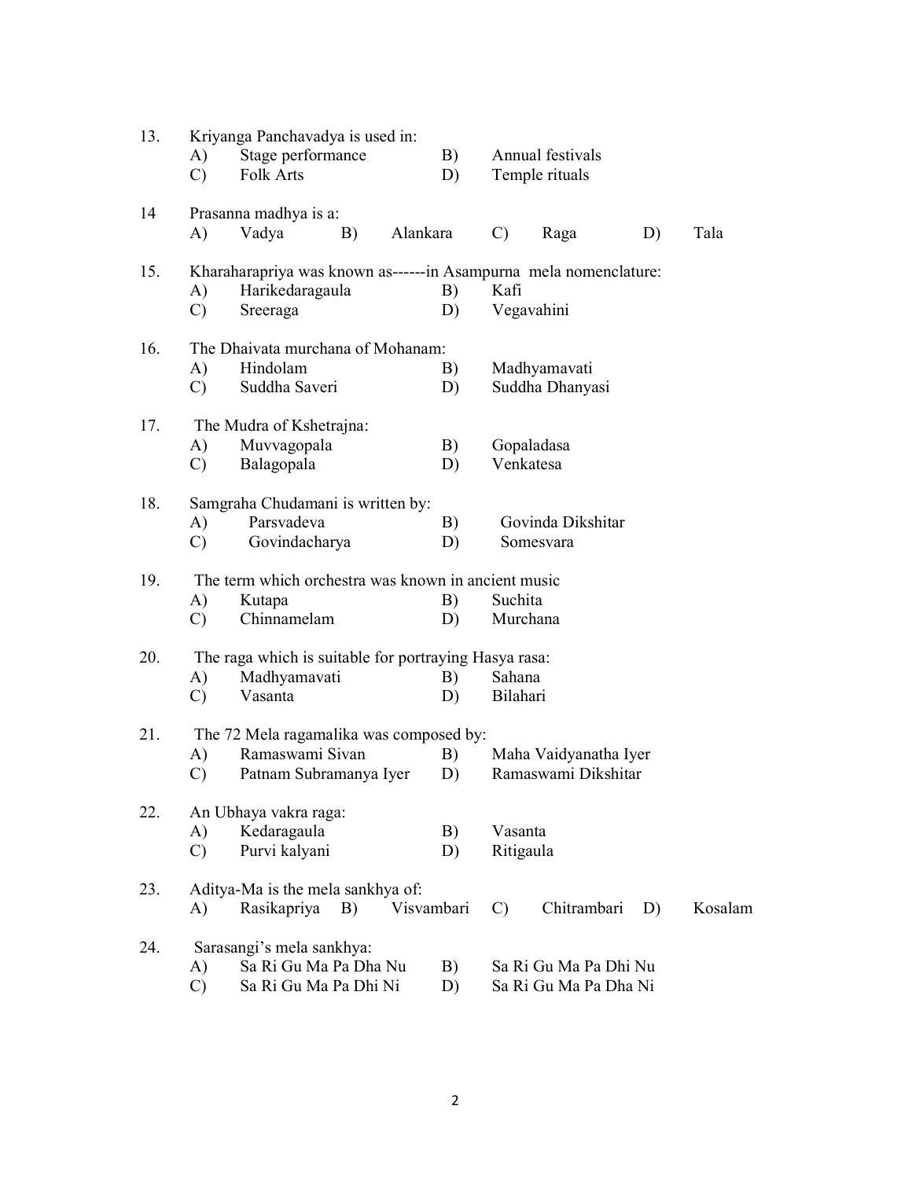13. Kriyanga Panchavadya is used in:

   A) Stage performance  B) Annual festivals
   C) Folk Arts  D) Temple rituals

14 Prasanna madhya is a:

   A) Vadya  B) Alankara  C) Raga  D) Tala

15. Kharaharapriya was known as------in Asampurna mela nomenclature:

   A) Harikedaragaula  B) Kafi
   C) Sreeraga  D) Vegavahini

16. The Dhaivata murchana of Mohanam:

   A) Hindolam  B) Madhyamavati
   C) Suddha Saveri  D) Suddha Dhanyasi

17. The Mudra of Kshetrajna:

   A) Muvvagopala  B) Gopaladasa
   C) Balagopala  D) Venkatesa

18. Samgraha Chudamani is written by:

   A) Parsvadeva  B) Govinda Dikshitar
   C) Govindacharya  D) Somesvara

19. The term which orchestra was known in ancient music

   A) Kutapa  B) Suchita
   C) Chinnamelam  D) Murchana

20. The raga which is suitable for portraying Hasya rasa:

   A) Madhyamavati  B) Sahana
   C) Vasanta  D) Bilahari

21. The 72 Mela ragamalika was composed by:

   A) Ramaswami Sivan  B) Maha Vaidyanatha Iyer
   C) Patnam Subramanya Iyer  D) Ramaswami Dikshitar

22. An Ubhaya vakra raga:

   A) Kedaragaula  B) Vasanta
   C) Purvi kalyani  D) Ritigaula

23. Aditya-Ma is the mela sankhya of:

   A) Rasikapriya  B) Visvambari  C) Chitrambari  D) Kosalam

24. Sarasangi's mela sankhya:

   A) Sa Ri Gu Ma Pa Dha Nu  B) Sa Ri Gu Ma Pa Dhi Nu
   C) Sa Ri Gu Ma Pa Dhi Ni  D) Sa Ri Gu Ma Pa Dha Ni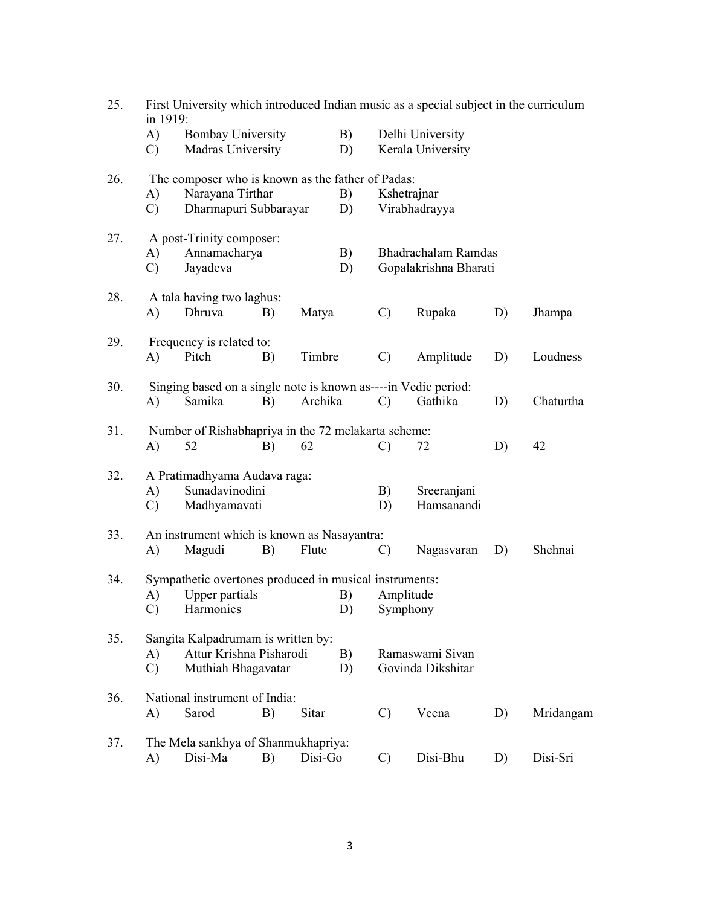25. First University which introduced Indian music as a special subject in the curriculum in 1919:
    - A) Bombay University
    - B) Delhi University
    - C) Madras University
    - D) Kerala University

26. The composer who is known as the father of Padas:
    - A) Narayana Tirthar
    - B) Kshetrajnar
    - C) Dharmapuri Subbarayar
    - D) Virabhadrayya

27. A post-Trinity composer:
    - A) Annamacharya
    - B) Bhadrachalam Ramdas
    - C) Jayadeva
    - D) Gopalakrishna Bharati

28. A tala having two laghus:
    - A) Dhruva
    - B) Matya
    - C) Rupaka
    - D) Jhampa

29. Frequency is related to:
    - A) Pitch
    - B) Timbre
    - C) Amplitude
    - D) Loudness

30. Singing based on a single note is known as----in Vedic period:
    - A) Samika
    - B) Archika
    - C) Gathika
    - D) Chaturtha

31. Number of Rishabhapriya in the 72 melakarta scheme:
    - A) 52
    - B) 62
    - C) 72
    - D) 42

32. A Pratimadhyama Audava raga:
    - A) Sunadavinodini
    - B) Sreeranjani
    - C) Madhyamavati
    - D) Hamsanandi

33. An instrument which is known as Nasayantra:
    - A) Magudi
    - B) Flute
    - C) Nagasvaran
    - D) Shehnai

34. Sympathetic overtones produced in musical instruments:
    - A) Upper partials
    - B) Amplitude
    - C) Harmonics
    - D) Symphony

35. Sangita Kalpadrumam is written by:
    - A) Attur Krishna Pisharodi
    - B) Ramaswami Sivan
    - C) Muthiah Bhagavatar
    - D) Govinda Dikshitar

36. National instrument of India:
    - A) Sarod
    - B) Sitar
    - C) Veena
    - D) Mridangam

37. The Mela sankhya of Shanmukhapriya:
    - A) Disi-Ma
    - B) Disi-Go
    - C) Disi-Bhu
    - D) Disi-Sri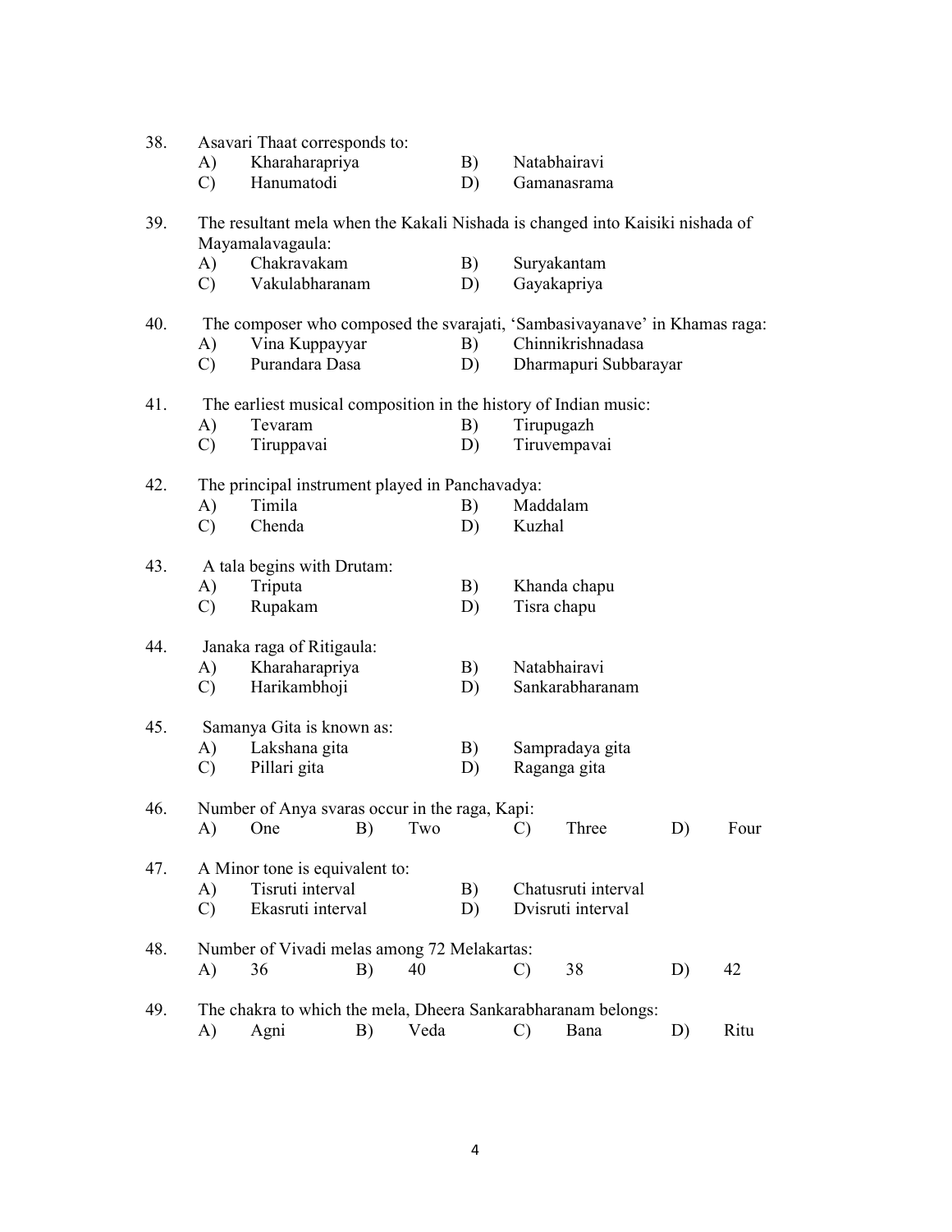38. Asavari Thaat corresponds to:
    - A) Kharaharapriya
    - B) Natabhairavi
    - C) Hanumatodi
    - D) Gamanasrama

39. The resultant mela when the Kakali Nishada is changed into Kaisiki nishada of Mayamalavagaula:
    - A) Chakravakam
    - B) Suryakantam
    - C) Vakulabharanam
    - D) Gayakapriya

40. The composer who composed the svarajati, 'Sambasivayanave' in Khamas raga:
    - A) Vina Kuppayyar
    - B) Chinnikrishnadasa
    - C) Purandara Dasa
    - D) Dharmapuri Subbarayar

41. The earliest musical composition in the history of Indian music:
    - A) Tevaram
    - B) Tirupugazh
    - C) Tiruppavai
    - D) Tiruvempavai

42. The principal instrument played in Panchavadya:
    - A) Timila
    - B) Maddalam
    - C) Chenda
    - D) Kuzhal

43. A tala begins with Drutam:
    - A) Triputa
    - B) Khanda chapu
    - C) Rupakam
    - D) Tisra chapu

44. Janaka raga of Ritigaula:
    - A) Kharaharapriya
    - B) Natabhairavi
    - C) Harikambhoji
    - D) Sankarabharanam

45. Samanya Gita is known as:
    - A) Lakshana gita
    - B) Sampradaya gita
    - C) Pillari gita
    - D) Raganga gita

46. Number of Anya svaras occur in the raga, Kapi:
    - A) One
    - B) Two
    - C) Three
    - D) Four

47. A Minor tone is equivalent to:
    - A) Tisruti interval
    - B) Chatusruti interval
    - C) Ekasruti interval
    - D) Dvisruti interval

48. Number of Vivadi melas among 72 Melakartas:
    - A) 36
    - B) 40
    - C) 38
    - D) 42

49. The chakra to which the mela, Dheera Sankarabharanam belongs:
    - A) Agni
    - B) Veda
    - C) Bana
    - D) Ritu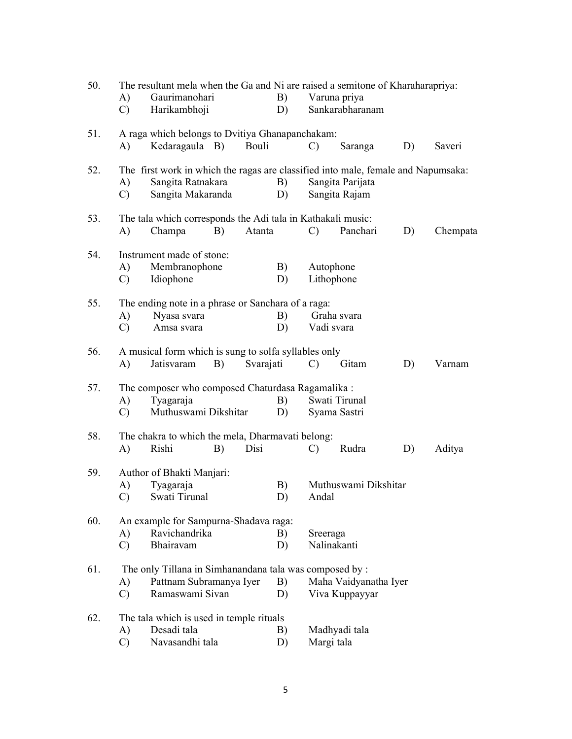50. The resultant mela when the Ga and Ni are raised a semitone of Kharaharapriya:
    A) Gaurimanohari B) Varuna priya
    C) Harikambhoji D) Sankarabharanam

51. A raga which belongs to Dvitiya Ghanapanchakam:
    A) Kedaragaula B) Bouli C) Saranga D) Saveri

52. The first work in which the ragas are classified into male, female and Napumsaka:
    A) Sangita Ratnakara B) Sangita Parijata
    C) Sangita Makaranda D) Sangita Rajam

53. The tala which corresponds the Adi tala in Kathakali music:
    A) Champa B) Atanta C) Panchari D) Chempata

54. Instrument made of stone:
    A) Membranophone B) Autophone
    C) Idiophone D) Lithophone

55. The ending note in a phrase or Sanchara of a raga:
    A) Nyasa svara B) Graha svara
    C) Amsa svara D) Vadi svara

56. A musical form which is sung to solfa syllables only
    A) Jatisvaram B) Svarajati C) Gitam D) Varnam

57. The composer who composed Chaturdasa Ragamalika :
    A) Tyagaraja B) Swati Tirunal
    C) Muthuswami Dikshitar D) Syama Sastri

58. The chakra to which the mela, Dharmavati belong:
    A) Rishi B) Disi C) Rudra D) Aditya

59. Author of Bhakti Manjari:
    A) Tyagaraja B) Muthuswami Dikshitar
    C) Swati Tirunal D) Andal

60. An example for Sampurna-Shadava raga:
    A) Ravichandrika B) Sreeraga
    C) Bhairavam D) Nalinakanti

61. The only Tillana in Simhanandana tala was composed by :
    A) Pattnam Subramanya Iyer B) Maha Vaidyanatha Iyer
    C) Ramaswami Sivan D) Viva Kuppayyar

62. The tala which is used in temple rituals
    A) Desadi tala B) Madhyadi tala
    C) Navasandhi tala D) Margi tala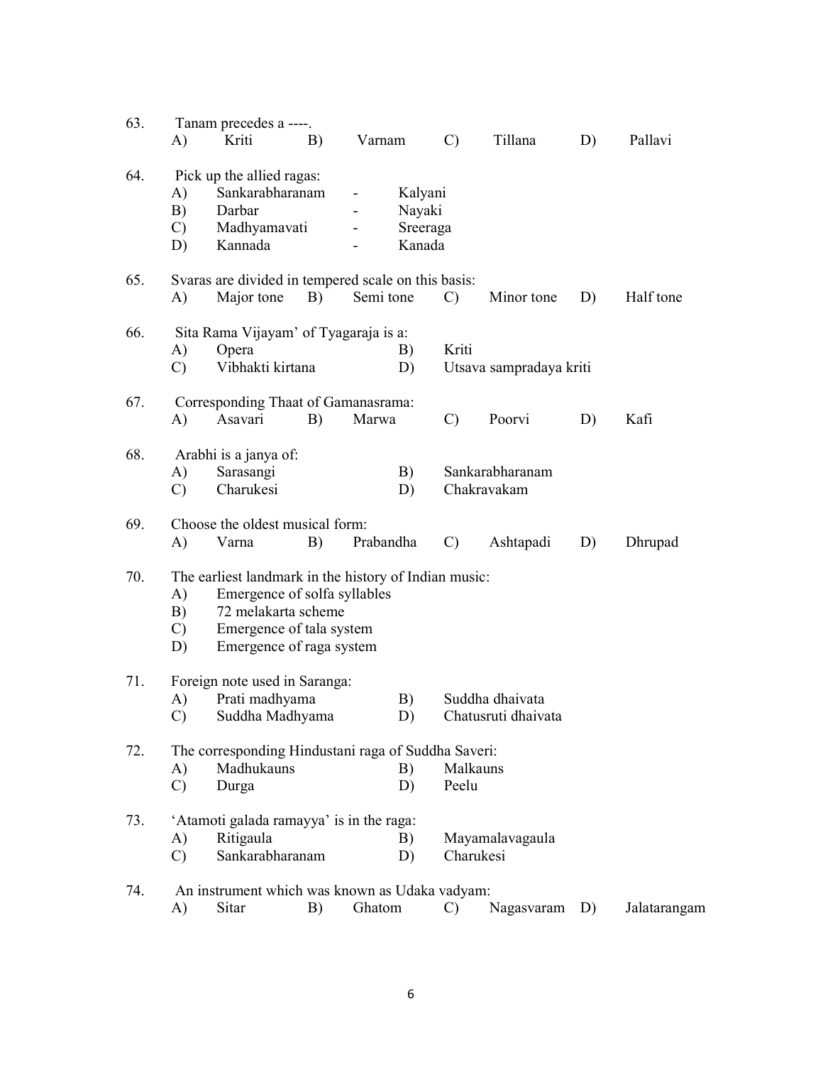63. Tanam precedes a ----.
    A) Kriti  B) Varnam  C) Tillana  D) Pallavi

64. Pick up the allied ragas:
    A) Sankarabharanam - Kalyani
    B) Darbar - Nayaki
    C) Madhyamavati - Sreeraga
    D) Kannada - Kanada

65. Svaras are divided in tempered scale on this basis:
    A) Major tone  B) Semi tone  C) Minor tone  D) Half tone

66. Sita Rama Vijayam' of Tyagaraja is a:
    A) Opera  B) Kriti
    C) Vibhakti kirtana  D) Utsava sampradaya kriti

67. Corresponding Thaat of Gamanasrama:
    A) Asavari  B) Marwa  C) Poorvi  D) Kafi

68. Arabhi is a janya of:
    A) Sarasangi  B) Sankarabharanam
    C) Charukesi  D) Chakravakam

69. Choose the oldest musical form:
    A) Varna  B) Prabandha  C) Ashtapadi  D) Dhrupad

70. The earliest landmark in the history of Indian music:
    A) Emergence of solfa syllables
    B) 72 melakarta scheme
    C) Emergence of tala system
    D) Emergence of raga system

71. Foreign note used in Saranga:
    A) Prati madhyama  B) Suddha dhaivata
    C) Suddha Madhyama  D) Chatusruti dhaivata

72. The corresponding Hindustani raga of Suddha Saveri:
    A) Madhukauns  B) Malkauns
    C) Durga  D) Peelu

73. 'Atamoti galada ramayya' is in the raga:
    A) Ritigaula  B) Mayamalavagaula
    C) Sankarabharanam  D) Charukesi

74. An instrument which was known as Udaka vadyam:
    A) Sitar  B) Ghatom  C) Nagasvaram  D) Jalatarangam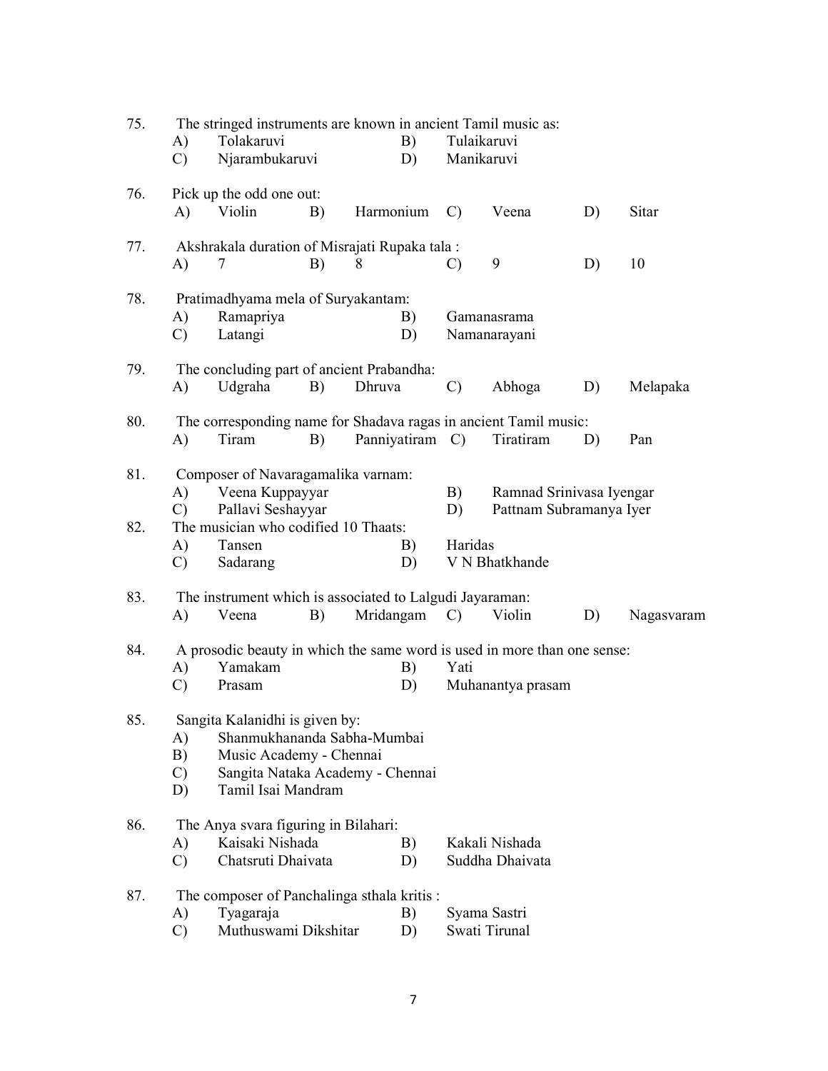75. The stringed instruments are known in ancient Tamil music as:
    A) Tolakaruvi B) Tulaikaruvi
    C) Njarambukaruvi D) Manikaruvi

76. Pick up the odd one out:
    A) Violin B) Harmonium C) Veena D) Sitar

77. Akshrakala duration of Misrajati Rupaka tala :
    A) 7 B) 8 C) 9 D) 10

78. Pratimadhyama mela of Suryakantam:
    A) Ramapriya B) Gamanasrama
    C) Latangi D) Namanarayani

79. The concluding part of ancient Prabandha:
    A) Udgraha B) Dhruva C) Abhoga D) Melapaka

80. The corresponding name for Shadava ragas in ancient Tamil music:
    A) Tiram B) Panniyatiram C) Tiratiram D) Pan

81. Composer of Navaragamalika varnam:
    A) Veena Kuppayyar B) Ramnad Srinivasa Iyengar
    C) Pallavi Seshayyar D) Pattnam Subramanya Iyer

82. The musician who codified 10 Thaats:
    A) Tansen B) Haridas
    C) Sadarang D) V N Bhatkhande

83. The instrument which is associated to Lalgudi Jayaraman:
    A) Veena B) Mridangam C) Violin D) Nagasvaram

84. A prosodic beauty in which the same word is used in more than one sense:
    A) Yamakam B) Yati
    C) Prasam D) Muhanantya prasam

85. Sangita Kalanidhi is given by:
    A) Shanmukhananda Sabha-Mumbai
    B) Music Academy - Chennai
    C) Sangita Nataka Academy - Chennai
    D) Tamil Isai Mandram

86. The Anya svara figuring in Bilahari:
    A) Kaisaki Nishada B) Kakali Nishada
    C) Chatsruti Dhaivata D) Suddha Dhaivata

87. The composer of Panchalinga sthala kritis :
    A) Tyagaraja B) Syama Sastri
    C) Muthuswami Dikshitar D) Swati Tirunal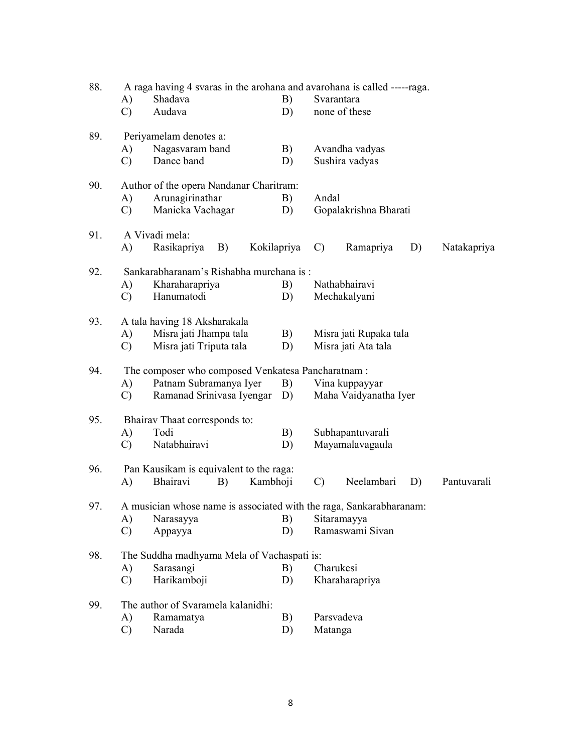88. A raga having 4 svaras in the arohana and avarohana is called -----raga.
   A) Shadava    B) Svarantara
   C) Audava    D) none of these

89. Periyamelam denotes a:
   A) Nagasvaram band    B) Avandha vadyas
   C) Dance band    D) Sushira vadyas

90. Author of the opera Nandanar Charitram:
   A) Arunagirinathar    B) Andal
   C) Manicka Vachagar    D) Gopalakrishna Bharati

91. A Vivadi mela:
   A) Rasikapriya    B) Kokilapriya    C) Ramapriya    D) Natakapriya

92. Sankarabharanam's Rishabha murchana is :
   A) Kharaharapriya    B) Nathabhairavi
   C) Hanumatodi    D) Mechakalyani

93. A tala having 18 Aksharakala
   A) Misra jati Jhampa tala    B) Misra jati Rupaka tala
   C) Misra jati Triputa tala    D) Misra jati Ata tala

94. The composer who composed Venkatesa Pancharatnam :
   A) Patnam Subramanya Iyer    B) Vina kuppayyar
   C) Ramanad Srinivasa Iyengar    D) Maha Vaidyanatha Iyer

95. Bhairav Thaat corresponds to:
   A) Todi    B) Subhapantuvarali
   C) Natabhairavi    D) Mayamalavagaula

96. Pan Kausikam is equivalent to the raga:
   A) Bhairavi    B) Kambhoji    C) Neelambari    D) Pantuvarali

97. A musician whose name is associated with the raga, Sankarabharanam:
   A) Narasayya    B) Sitaramayya
   C) Appayya    D) Ramaswami Sivan

98. The Suddha madhyama Mela of Vachaspati is:
   A) Sarasangi    B) Charukesi
   C) Harikamboji    D) Kharaharapriya

99. The author of Svaramela kalanidhi:
   A) Ramamatya    B) Parsvadeva
   C) Narada    D) Matanga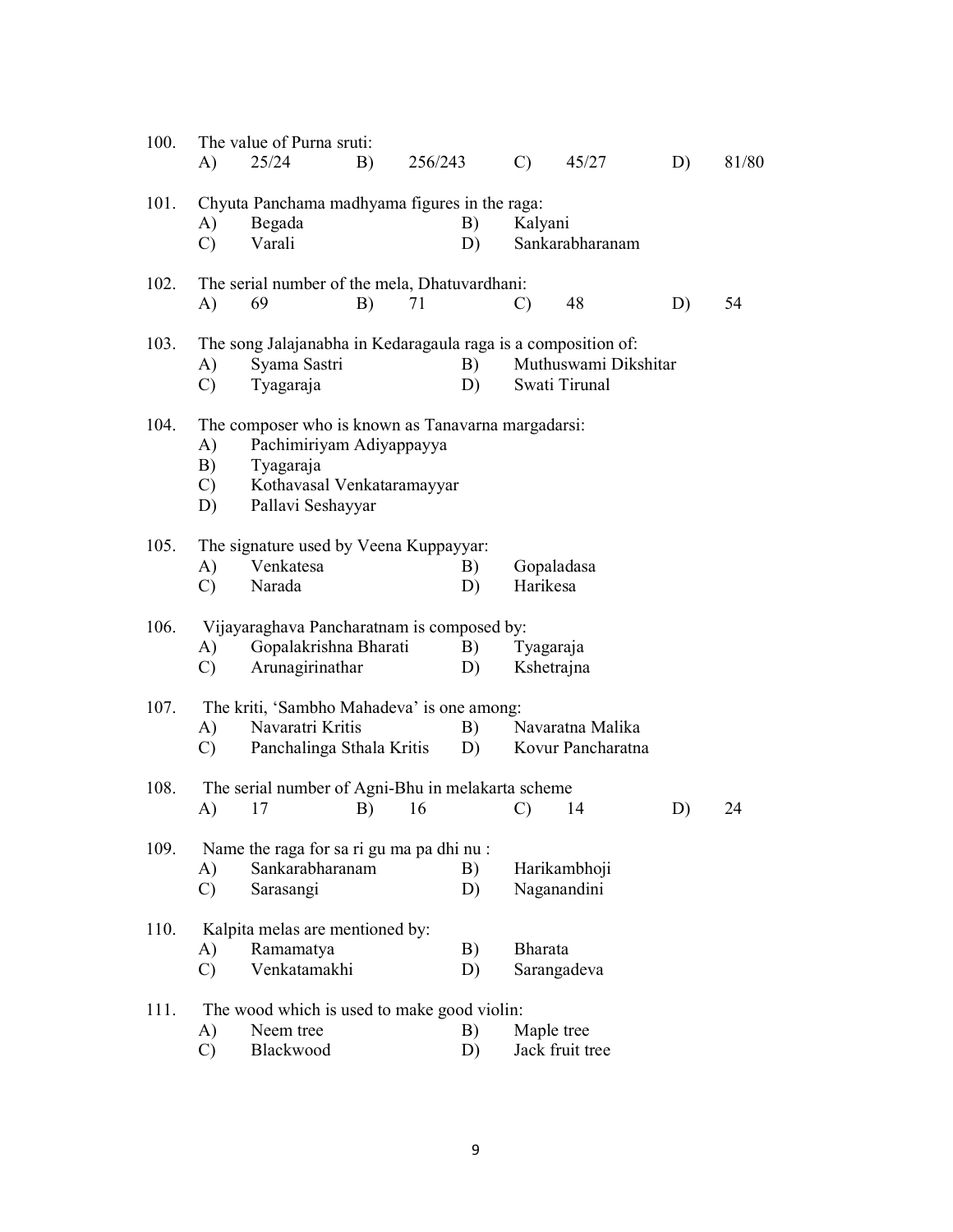100. The value of Purna sruti:

A) 25/24 B) 256/243 C) 45/27 D) 81/80

101. Chyuta Panchama madhyama figures in the raga:

A) Begada B) Kalyani

C) Varali D) Sankarabharanam

102. The serial number of the mela, Dhatuvardhani:

A) 69 B) 71 C) 48 D) 54

103. The song Jalajanabha in Kedaragaula raga is a composition of:

A) Syama Sastri B) Muthuswami Dikshitar

C) Tyagaraja D) Swati Tirunal

104. The composer who is known as Tanavarna margadarsi:

A) Pachimiriyam Adiyappayya

B) Tyagaraja

C) Kothavasal Venkataramayyar

D) Pallavi Seshayyar

105. The signature used by Veena Kuppayyar:

A) Venkatesa B) Gopaladasa

C) Narada D) Harikesa

106. Vijayaraghava Pancharatnam is composed by:

A) Gopalakrishna Bharati B) Tyagaraja

C) Arunagirinathar D) Kshetrajna

107. The kriti, 'Sambho Mahadeva' is one among:

A) Navaratri Kritis B) Navaratna Malika

C) Panchalinga Sthala Kritis D) Kovur Pancharatna

108. The serial number of Agni-Bhu in melakarta scheme

A) 17 B) 16 C) 14 D) 24

109. Name the raga for sa ri gu ma pa dhi nu :

A) Sankarabharanam B) Harikambhoji

C) Sarasangi D) Naganandini

110. Kalpita melas are mentioned by:

A) Ramamatya B) Bharata

C) Venkatamakhi D) Sarangadeva

111. The wood which is used to make good violin:

A) Neem tree B) Maple tree

C) Blackwood D) Jack fruit tree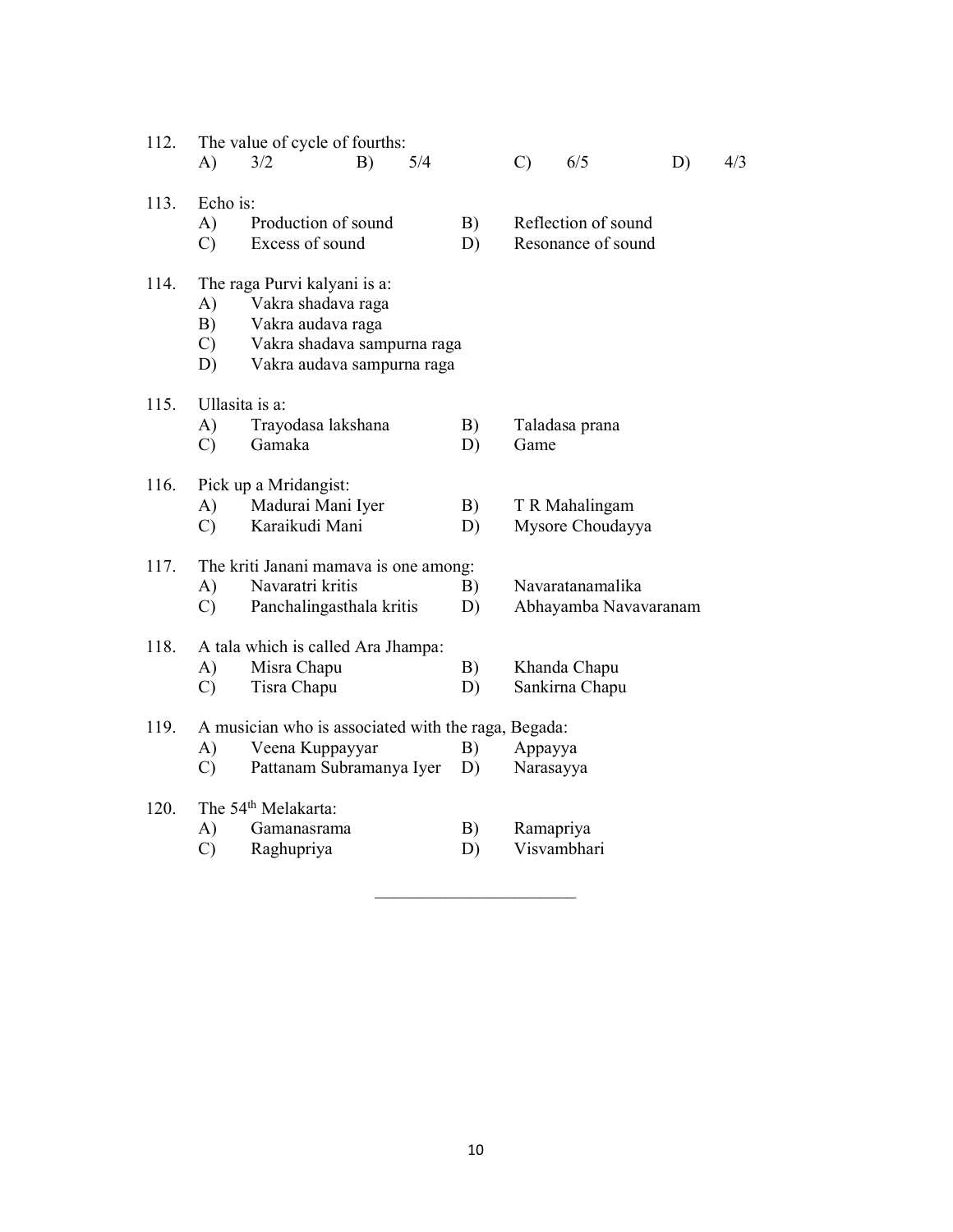112. The value of cycle of fourths:

A) 3/2 B) 5/4 C) 6/5 D) 4/3

113. Echo is:

A) Production of sound
B) Reflection of sound
C) Excess of sound
D) Resonance of sound

114. The raga Purvi kalyani is a:

A) Vakra shadava raga
B) Vakra audava raga
C) Vakra shadava sampurna raga
D) Vakra audava sampurna raga

115. Ullasita is a:

A) Trayodasa lakshana
B) Taladasa prana
C) Gamaka
D) Game

116. Pick up a Mridangist:

A) Madurai Mani Iyer
B) T R Mahalingam
C) Karaikudi Mani
D) Mysore Choudayya

117. The kriti Janani mamava is one among:

A) Navaratri kritis
B) Navaratanamalika
C) Panchalingasthala kritis
D) Abhayamba Navavaranam

118. A tala which is called Ara Jhampa:

A) Misra Chapu
B) Khanda Chapu
C) Tisra Chapu
D) Sankirna Chapu

119. A musician who is associated with the raga, Begada:

A) Veena Kuppayyar
B) Appayya
C) Pattanam Subramanya Iyer
D) Narasayya

120. The 54th Melakarta:

A) Gamanasrama
B) Ramapriya
C) Raghupriya
D) Visvambhari

---